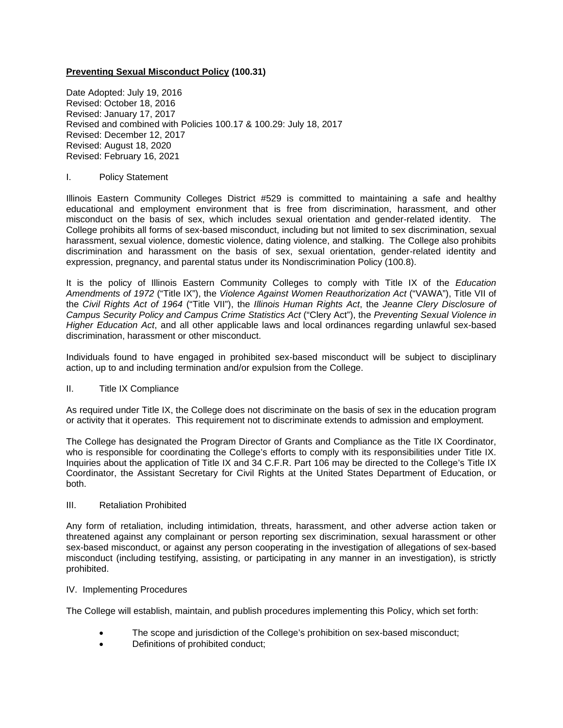**<u>Preventing Sexual Misconduct Policy</u> (100.31)**

Date Adopted: July 19, 2016
Revised: October 18, 2016
Revised: January 17, 2017
Revised and combined with Policies 100.17 & 100.29: July 18, 2017
Revised: December 12, 2017
Revised: August 18, 2020
Revised: February 16, 2021

I. Policy Statement

Illinois Eastern Community Colleges District #529 is committed to maintaining a safe and healthy educational and employment environment that is free from discrimination, harassment, and other misconduct on the basis of sex, which includes sexual orientation and gender-related identity. The College prohibits all forms of sex-based misconduct, including but not limited to sex discrimination, sexual harassment, sexual violence, domestic violence, dating violence, and stalking. The College also prohibits discrimination and harassment on the basis of sex, sexual orientation, gender-related identity and expression, pregnancy, and parental status under its Nondiscrimination Policy (100.8).

It is the policy of Illinois Eastern Community Colleges to comply with Title IX of the *Education Amendments of 1972* ("Title IX"), the *Violence Against Women Reauthorization Act* ("VAWA"), Title VII of the *Civil Rights Act of 1964* ("Title VII"), the *Illinois Human Rights Act*, the *Jeanne Clery Disclosure of Campus Security Policy and Campus Crime Statistics Act* ("Clery Act"), the *Preventing Sexual Violence in Higher Education Act*, and all other applicable laws and local ordinances regarding unlawful sex-based discrimination, harassment or other misconduct.

Individuals found to have engaged in prohibited sex-based misconduct will be subject to disciplinary action, up to and including termination and/or expulsion from the College.

II. Title IX Compliance

As required under Title IX, the College does not discriminate on the basis of sex in the education program or activity that it operates. This requirement not to discriminate extends to admission and employment.

The College has designated the Program Director of Grants and Compliance as the Title IX Coordinator, who is responsible for coordinating the College's efforts to comply with its responsibilities under Title IX. Inquiries about the application of Title IX and 34 C.F.R. Part 106 may be directed to the College's Title IX Coordinator, the Assistant Secretary for Civil Rights at the United States Department of Education, or both.

III. Retaliation Prohibited

Any form of retaliation, including intimidation, threats, harassment, and other adverse action taken or threatened against any complainant or person reporting sex discrimination, sexual harassment or other sex-based misconduct, or against any person cooperating in the investigation of allegations of sex-based misconduct (including testifying, assisting, or participating in any manner in an investigation), is strictly prohibited.

IV. Implementing Procedures

The College will establish, maintain, and publish procedures implementing this Policy, which set forth:

- The scope and jurisdiction of the College's prohibition on sex-based misconduct;
- Definitions of prohibited conduct;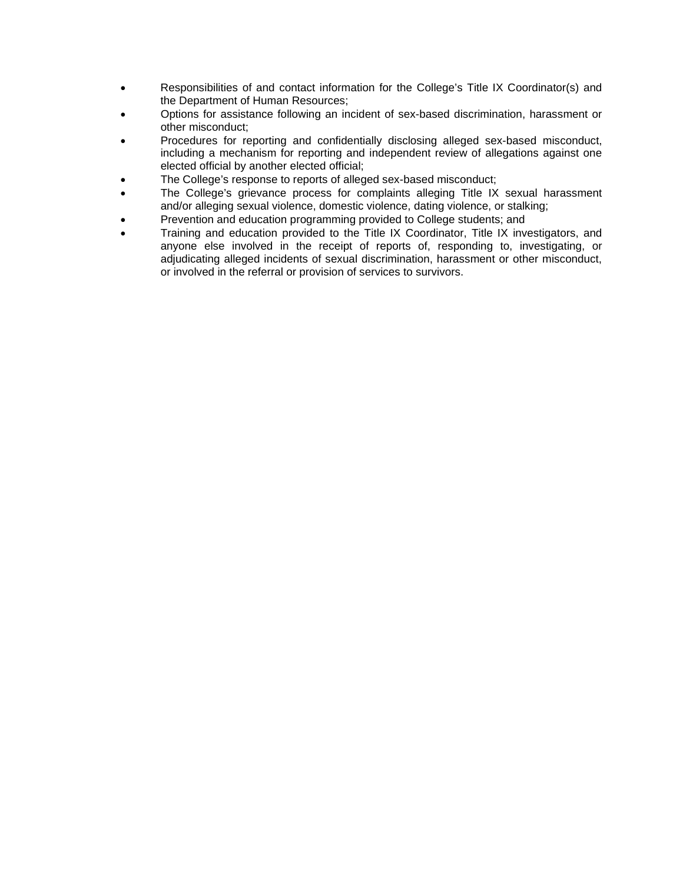- Responsibilities of and contact information for the College's Title IX Coordinator(s) and the Department of Human Resources;
- Options for assistance following an incident of sex-based discrimination, harassment or other misconduct;
- Procedures for reporting and confidentially disclosing alleged sex-based misconduct, including a mechanism for reporting and independent review of allegations against one elected official by another elected official;
- The College's response to reports of alleged sex-based misconduct;
- The College's grievance process for complaints alleging Title IX sexual harassment and/or alleging sexual violence, domestic violence, dating violence, or stalking;
- Prevention and education programming provided to College students; and
- Training and education provided to the Title IX Coordinator, Title IX investigators, and anyone else involved in the receipt of reports of, responding to, investigating, or adjudicating alleged incidents of sexual discrimination, harassment or other misconduct, or involved in the referral or provision of services to survivors.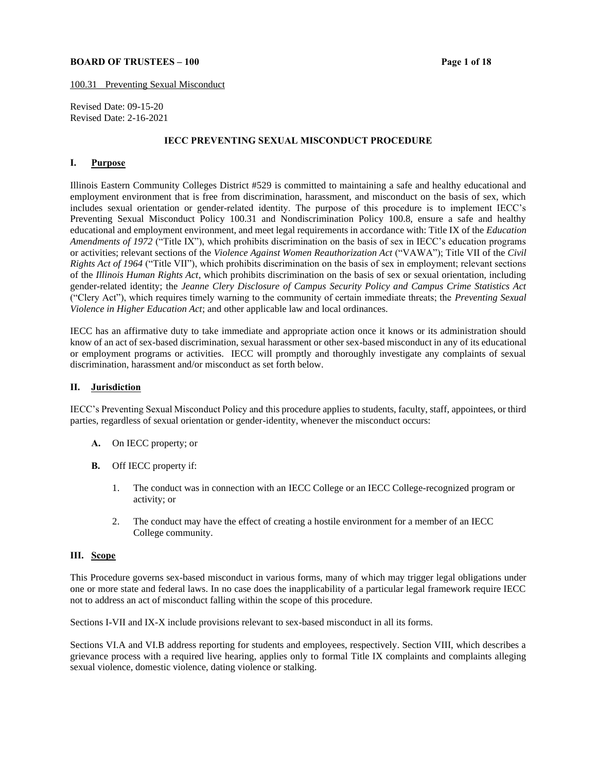100.31 Preventing Sexual Misconduct

Revised Date: 09-15-20
Revised Date: 2-16-2021

## IECC PREVENTING SEXUAL MISCONDUCT PROCEDURE

### I. Purpose

Illinois Eastern Community Colleges District #529 is committed to maintaining a safe and healthy educational and employment environment that is free from discrimination, harassment, and misconduct on the basis of sex, which includes sexual orientation or gender-related identity. The purpose of this procedure is to implement IECC's Preventing Sexual Misconduct Policy 100.31 and Nondiscrimination Policy 100.8, ensure a safe and healthy educational and employment environment, and meet legal requirements in accordance with: Title IX of the *Education Amendments of 1972* ("Title IX"), which prohibits discrimination on the basis of sex in IECC's education programs or activities; relevant sections of the *Violence Against Women Reauthorization Act* ("VAWA"); Title VII of the *Civil Rights Act of 1964* ("Title VII"), which prohibits discrimination on the basis of sex in employment; relevant sections of the *Illinois Human Rights Act*, which prohibits discrimination on the basis of sex or sexual orientation, including gender-related identity; the *Jeanne Clery Disclosure of Campus Security Policy and Campus Crime Statistics Act* ("Clery Act"), which requires timely warning to the community of certain immediate threats; the *Preventing Sexual Violence in Higher Education Act*; and other applicable law and local ordinances.

IECC has an affirmative duty to take immediate and appropriate action once it knows or its administration should know of an act of sex-based discrimination, sexual harassment or other sex-based misconduct in any of its educational or employment programs or activities. IECC will promptly and thoroughly investigate any complaints of sexual discrimination, harassment and/or misconduct as set forth below.

### II. Jurisdiction

IECC's Preventing Sexual Misconduct Policy and this procedure applies to students, faculty, staff, appointees, or third parties, regardless of sexual orientation or gender-identity, whenever the misconduct occurs:

- **A.** On IECC property; or
- **B.** Off IECC property if:
  1. The conduct was in connection with an IECC College or an IECC College-recognized program or activity; or
  2. The conduct may have the effect of creating a hostile environment for a member of an IECC College community.

### III. Scope

This Procedure governs sex-based misconduct in various forms, many of which may trigger legal obligations under one or more state and federal laws. In no case does the inapplicability of a particular legal framework require IECC not to address an act of misconduct falling within the scope of this procedure.

Sections I-VII and IX-X include provisions relevant to sex-based misconduct in all its forms.

Sections VI.A and VI.B address reporting for students and employees, respectively. Section VIII, which describes a grievance process with a required live hearing, applies only to formal Title IX complaints and complaints alleging sexual violence, domestic violence, dating violence or stalking.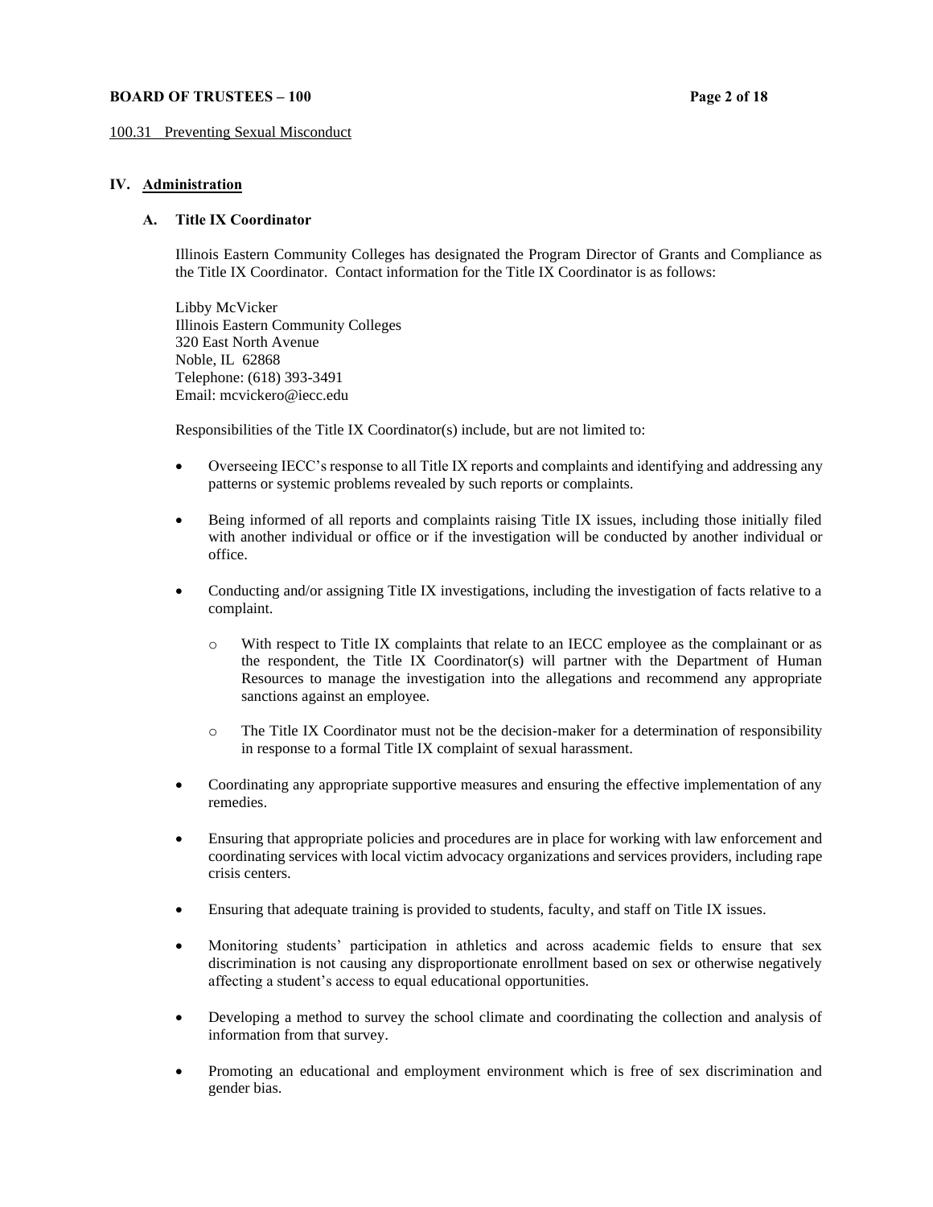## IV. Administration

### A. Title IX Coordinator

Illinois Eastern Community Colleges has designated the Program Director of Grants and Compliance as the Title IX Coordinator. Contact information for the Title IX Coordinator is as follows:

Libby McVicker
Illinois Eastern Community Colleges
320 East North Avenue
Noble, IL 62868
Telephone: (618) 393-3491
Email: mcvickero@iecc.edu

Responsibilities of the Title IX Coordinator(s) include, but are not limited to:

- Overseeing IECC's response to all Title IX reports and complaints and identifying and addressing any patterns or systemic problems revealed by such reports or complaints.
- Being informed of all reports and complaints raising Title IX issues, including those initially filed with another individual or office or if the investigation will be conducted by another individual or office.
- Conducting and/or assigning Title IX investigations, including the investigation of facts relative to a complaint.
  - With respect to Title IX complaints that relate to an IECC employee as the complainant or as the respondent, the Title IX Coordinator(s) will partner with the Department of Human Resources to manage the investigation into the allegations and recommend any appropriate sanctions against an employee.
  - The Title IX Coordinator must not be the decision-maker for a determination of responsibility in response to a formal Title IX complaint of sexual harassment.
- Coordinating any appropriate supportive measures and ensuring the effective implementation of any remedies.
- Ensuring that appropriate policies and procedures are in place for working with law enforcement and coordinating services with local victim advocacy organizations and services providers, including rape crisis centers.
- Ensuring that adequate training is provided to students, faculty, and staff on Title IX issues.
- Monitoring students' participation in athletics and across academic fields to ensure that sex discrimination is not causing any disproportionate enrollment based on sex or otherwise negatively affecting a student's access to equal educational opportunities.
- Developing a method to survey the school climate and coordinating the collection and analysis of information from that survey.
- Promoting an educational and employment environment which is free of sex discrimination and gender bias.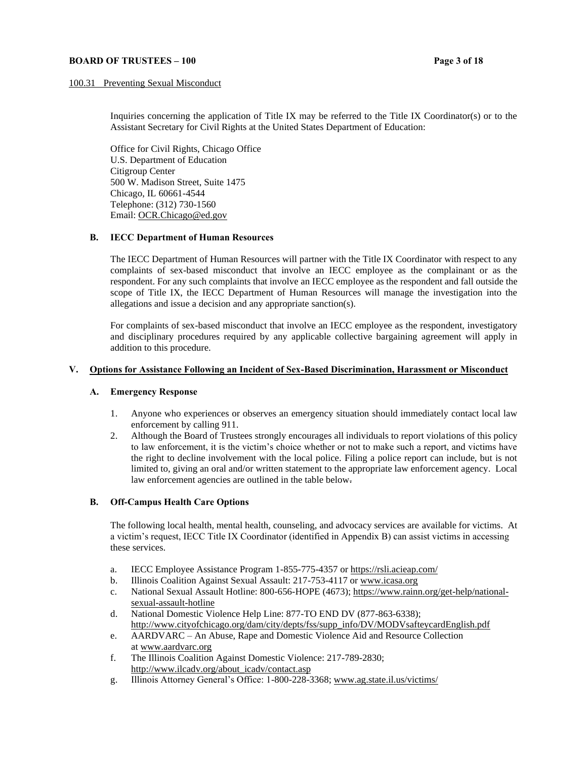Inquiries concerning the application of Title IX may be referred to the Title IX Coordinator(s) or to the Assistant Secretary for Civil Rights at the United States Department of Education:

Office for Civil Rights, Chicago Office
U.S. Department of Education
Citigroup Center
500 W. Madison Street, Suite 1475
Chicago, IL 60661-4544
Telephone: (312) 730-1560
Email: OCR.Chicago@ed.gov

### B. IECC Department of Human Resources

The IECC Department of Human Resources will partner with the Title IX Coordinator with respect to any complaints of sex-based misconduct that involve an IECC employee as the complainant or as the respondent. For any such complaints that involve an IECC employee as the respondent and fall outside the scope of Title IX, the IECC Department of Human Resources will manage the investigation into the allegations and issue a decision and any appropriate sanction(s).

For complaints of sex-based misconduct that involve an IECC employee as the respondent, investigatory and disciplinary procedures required by any applicable collective bargaining agreement will apply in addition to this procedure.

## V. Options for Assistance Following an Incident of Sex-Based Discrimination, Harassment or Misconduct

### A. Emergency Response

1. Anyone who experiences or observes an emergency situation should immediately contact local law enforcement by calling 911.
2. Although the Board of Trustees strongly encourages all individuals to report violations of this policy to law enforcement, it is the victim's choice whether or not to make such a report, and victims have the right to decline involvement with the local police. Filing a police report can include, but is not limited to, giving an oral and/or written statement to the appropriate law enforcement agency. Local law enforcement agencies are outlined in the table below.

### B. Off-Campus Health Care Options

The following local health, mental health, counseling, and advocacy services are available for victims. At a victim's request, IECC Title IX Coordinator (identified in Appendix B) can assist victims in accessing these services.

a. IECC Employee Assistance Program 1-855-775-4357 or https://rsli.acieap.com/
b. Illinois Coalition Against Sexual Assault: 217-753-4117 or www.icasa.org
c. National Sexual Assault Hotline: 800-656-HOPE (4673); https://www.rainn.org/get-help/national-sexual-assault-hotline
d. National Domestic Violence Help Line: 877-TO END DV (877-863-6338); http://www.cityofchicago.org/dam/city/depts/fss/supp_info/DV/MODVsafteycardEnglish.pdf
e. AARDVARC – An Abuse, Rape and Domestic Violence Aid and Resource Collection at www.aardvarc.org
f. The Illinois Coalition Against Domestic Violence: 217-789-2830; http://www.ilcadv.org/about_icadv/contact.asp
g. Illinois Attorney General's Office: 1-800-228-3368; www.ag.state.il.us/victims/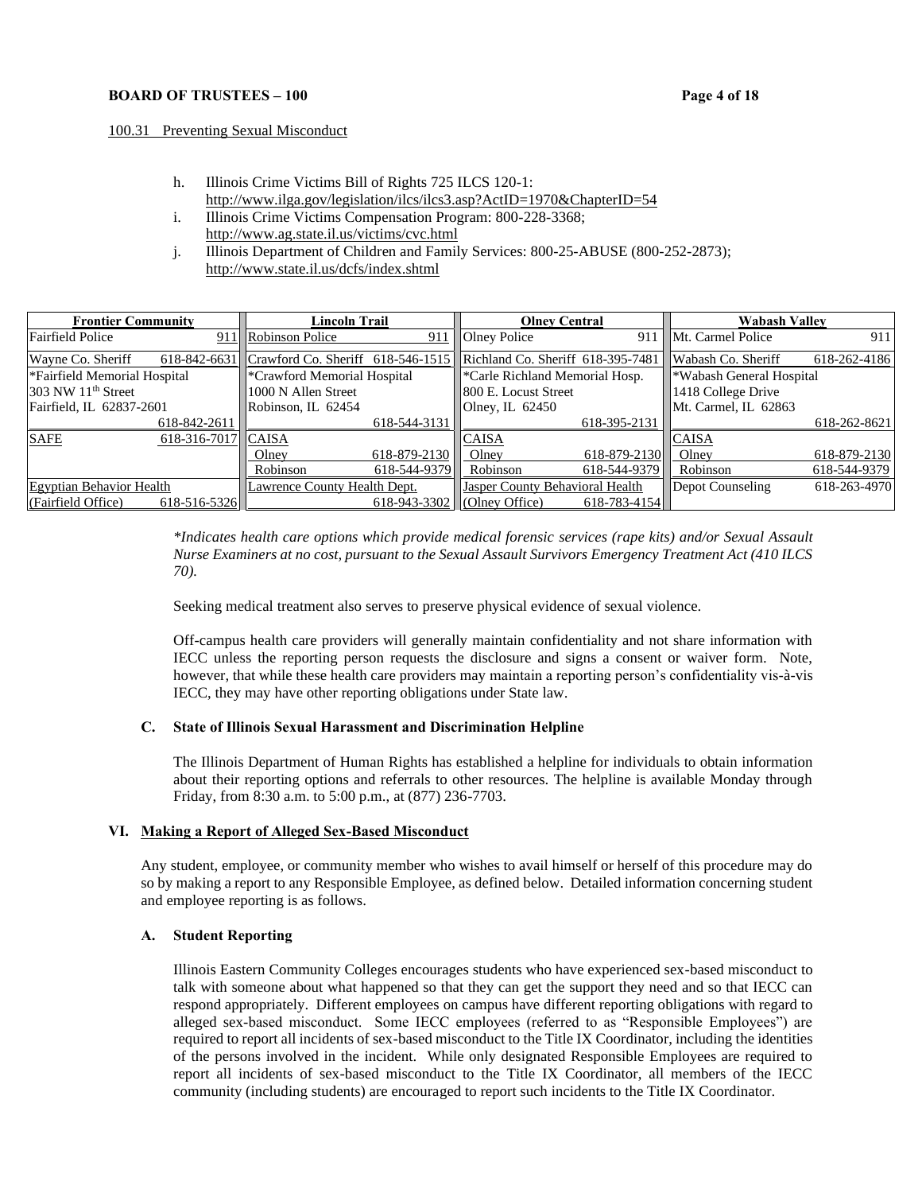100.31 Preventing Sexual Misconduct

h. Illinois Crime Victims Bill of Rights 725 ILCS 120-1: http://www.ilga.gov/legislation/ilcs/ilcs3.asp?ActID=1970&ChapterID=54
i. Illinois Crime Victims Compensation Program: 800-228-3368; http://www.ag.state.il.us/victims/cvc.html
j. Illinois Department of Children and Family Services: 800-25-ABUSE (800-252-2873); http://www.state.il.us/dcfs/index.shtml

| Frontier Community | | Lincoln Trail | | Olney Central | | Wabash Valley | |
|---|---|---|---|---|---|---|---|
| Fairfield Police | 911 | Robinson Police | 911 | Olney Police | 911 | Mt. Carmel Police | 911 |
| Wayne Co. Sheriff | 618-842-6631 | Crawford Co. Sheriff | 618-546-1515 | Richland Co. Sheriff | 618-395-7481 | Wabash Co. Sheriff | 618-262-4186 |
| *Fairfield Memorial Hospital<br>303 NW 11th Street<br>Fairfield, IL 62837-2601 | 618-842-2611 | *Crawford Memorial Hospital<br>1000 N Allen Street<br>Robinson, IL 62454 | 618-544-3131 | *Carle Richland Memorial Hosp.<br>800 E. Locust Street<br>Olney, IL 62450 | 618-395-2131 | *Wabash General Hospital<br>1418 College Drive<br>Mt. Carmel, IL 62863 | 618-262-8621 |
| SAFE | 618-316-7017 | CAISA | | CAISA | | CAISA | |
| | | Olney | 618-879-2130 | Olney | 618-879-2130 | Olney | 618-879-2130 |
| | | Robinson | 618-544-9379 | Robinson | 618-544-9379 | Robinson | 618-544-9379 |
| Egyptian Behavior Health<br>(Fairfield Office) | 618-516-5326 | Lawrence County Health Dept. | 618-943-3302 | Jasper County Behavioral Health<br>(Olney Office) | 618-783-4154 | Depot Counseling | 618-263-4970 |

*\*Indicates health care options which provide medical forensic services (rape kits) and/or Sexual Assault Nurse Examiners at no cost, pursuant to the Sexual Assault Survivors Emergency Treatment Act (410 ILCS 70).*

Seeking medical treatment also serves to preserve physical evidence of sexual violence.

Off-campus health care providers will generally maintain confidentiality and not share information with IECC unless the reporting person requests the disclosure and signs a consent or waiver form. Note, however, that while these health care providers may maintain a reporting person's confidentiality vis-à-vis IECC, they may have other reporting obligations under State law.

### C. State of Illinois Sexual Harassment and Discrimination Helpline

The Illinois Department of Human Rights has established a helpline for individuals to obtain information about their reporting options and referrals to other resources. The helpline is available Monday through Friday, from 8:30 a.m. to 5:00 p.m., at (877) 236-7703.

## VI. Making a Report of Alleged Sex-Based Misconduct

Any student, employee, or community member who wishes to avail himself or herself of this procedure may do so by making a report to any Responsible Employee, as defined below. Detailed information concerning student and employee reporting is as follows.

### A. Student Reporting

Illinois Eastern Community Colleges encourages students who have experienced sex-based misconduct to talk with someone about what happened so that they can get the support they need and so that IECC can respond appropriately. Different employees on campus have different reporting obligations with regard to alleged sex-based misconduct. Some IECC employees (referred to as "Responsible Employees") are required to report all incidents of sex-based misconduct to the Title IX Coordinator, including the identities of the persons involved in the incident. While only designated Responsible Employees are required to report all incidents of sex-based misconduct to the Title IX Coordinator, all members of the IECC community (including students) are encouraged to report such incidents to the Title IX Coordinator.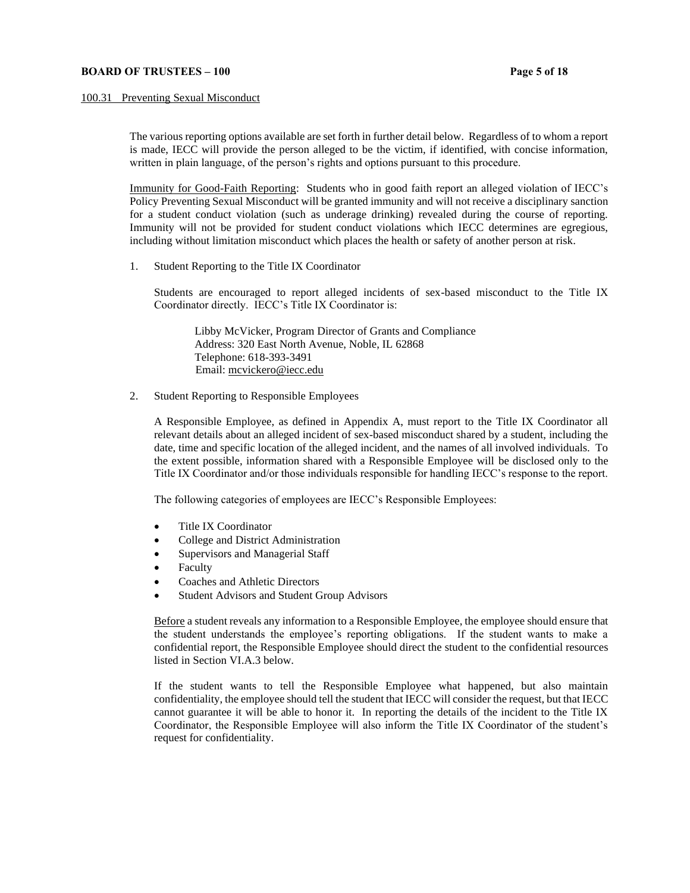The various reporting options available are set forth in further detail below. Regardless of to whom a report is made, IECC will provide the person alleged to be the victim, if identified, with concise information, written in plain language, of the person's rights and options pursuant to this procedure.

Immunity for Good-Faith Reporting: Students who in good faith report an alleged violation of IECC's Policy Preventing Sexual Misconduct will be granted immunity and will not receive a disciplinary sanction for a student conduct violation (such as underage drinking) revealed during the course of reporting. Immunity will not be provided for student conduct violations which IECC determines are egregious, including without limitation misconduct which places the health or safety of another person at risk.

1. Student Reporting to the Title IX Coordinator

   Students are encouraged to report alleged incidents of sex-based misconduct to the Title IX Coordinator directly. IECC's Title IX Coordinator is:

   Libby McVicker, Program Director of Grants and Compliance
   Address: 320 East North Avenue, Noble, IL 62868
   Telephone: 618-393-3491
   Email: mcvickero@iecc.edu

2. Student Reporting to Responsible Employees

   A Responsible Employee, as defined in Appendix A, must report to the Title IX Coordinator all relevant details about an alleged incident of sex-based misconduct shared by a student, including the date, time and specific location of the alleged incident, and the names of all involved individuals. To the extent possible, information shared with a Responsible Employee will be disclosed only to the Title IX Coordinator and/or those individuals responsible for handling IECC's response to the report.

   The following categories of employees are IECC's Responsible Employees:

   - Title IX Coordinator
   - College and District Administration
   - Supervisors and Managerial Staff
   - Faculty
   - Coaches and Athletic Directors
   - Student Advisors and Student Group Advisors

   Before a student reveals any information to a Responsible Employee, the employee should ensure that the student understands the employee's reporting obligations. If the student wants to make a confidential report, the Responsible Employee should direct the student to the confidential resources listed in Section VI.A.3 below.

   If the student wants to tell the Responsible Employee what happened, but also maintain confidentiality, the employee should tell the student that IECC will consider the request, but that IECC cannot guarantee it will be able to honor it. In reporting the details of the incident to the Title IX Coordinator, the Responsible Employee will also inform the Title IX Coordinator of the student's request for confidentiality.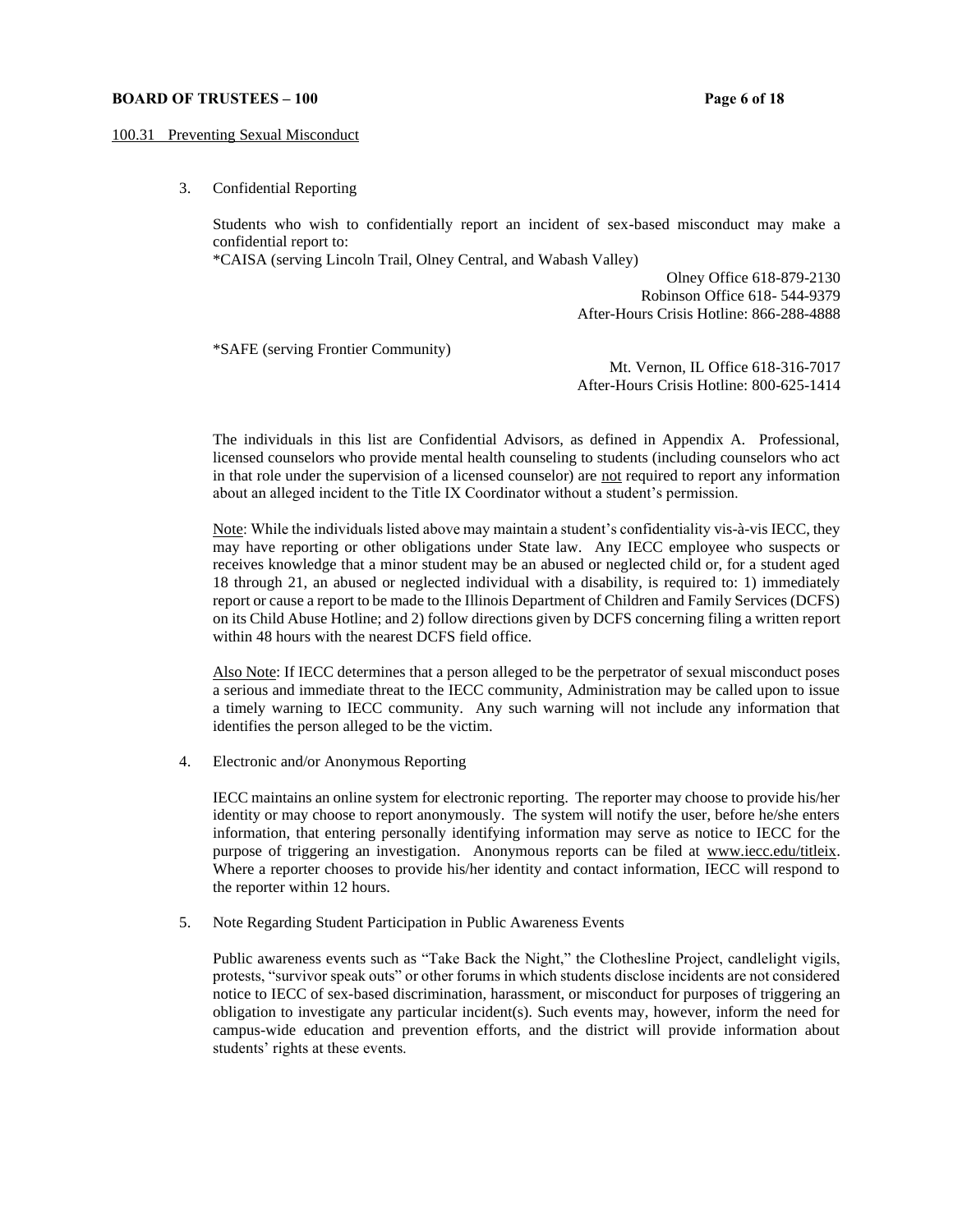100.31 Preventing Sexual Misconduct

3. Confidential Reporting

   Students who wish to confidentially report an incident of sex-based misconduct may make a confidential report to:
   *CAISA (serving Lincoln Trail, Olney Central, and Wabash Valley)

   Olney Office 618-879-2130
   Robinson Office 618- 544-9379
   After-Hours Crisis Hotline: 866-288-4888

   *SAFE (serving Frontier Community)

   Mt. Vernon, IL Office 618-316-7017
   After-Hours Crisis Hotline: 800-625-1414

   The individuals in this list are Confidential Advisors, as defined in Appendix A. Professional, licensed counselors who provide mental health counseling to students (including counselors who act in that role under the supervision of a licensed counselor) are not required to report any information about an alleged incident to the Title IX Coordinator without a student's permission.

   Note: While the individuals listed above may maintain a student's confidentiality vis-à-vis IECC, they may have reporting or other obligations under State law. Any IECC employee who suspects or receives knowledge that a minor student may be an abused or neglected child or, for a student aged 18 through 21, an abused or neglected individual with a disability, is required to: 1) immediately report or cause a report to be made to the Illinois Department of Children and Family Services (DCFS) on its Child Abuse Hotline; and 2) follow directions given by DCFS concerning filing a written report within 48 hours with the nearest DCFS field office.

   Also Note: If IECC determines that a person alleged to be the perpetrator of sexual misconduct poses a serious and immediate threat to the IECC community, Administration may be called upon to issue a timely warning to IECC community. Any such warning will not include any information that identifies the person alleged to be the victim.

4. Electronic and/or Anonymous Reporting

   IECC maintains an online system for electronic reporting. The reporter may choose to provide his/her identity or may choose to report anonymously. The system will notify the user, before he/she enters information, that entering personally identifying information may serve as notice to IECC for the purpose of triggering an investigation. Anonymous reports can be filed at www.iecc.edu/titleix. Where a reporter chooses to provide his/her identity and contact information, IECC will respond to the reporter within 12 hours.

5. Note Regarding Student Participation in Public Awareness Events

   Public awareness events such as "Take Back the Night," the Clothesline Project, candlelight vigils, protests, "survivor speak outs" or other forums in which students disclose incidents are not considered notice to IECC of sex-based discrimination, harassment, or misconduct for purposes of triggering an obligation to investigate any particular incident(s). Such events may, however, inform the need for campus-wide education and prevention efforts, and the district will provide information about students' rights at these events.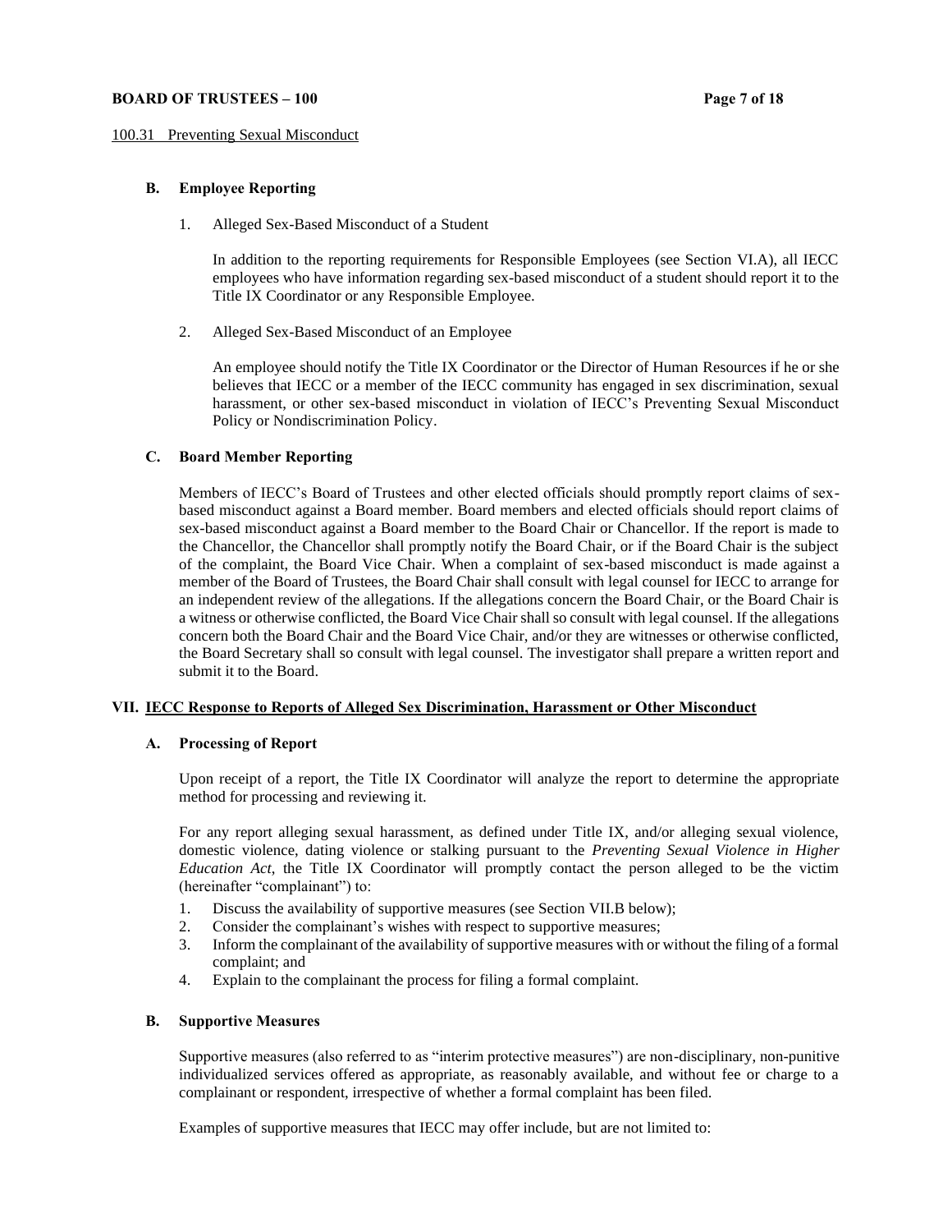### B. Employee Reporting

1. Alleged Sex-Based Misconduct of a Student

   In addition to the reporting requirements for Responsible Employees (see Section VI.A), all IECC employees who have information regarding sex-based misconduct of a student should report it to the Title IX Coordinator or any Responsible Employee.

2. Alleged Sex-Based Misconduct of an Employee

   An employee should notify the Title IX Coordinator or the Director of Human Resources if he or she believes that IECC or a member of the IECC community has engaged in sex discrimination, sexual harassment, or other sex-based misconduct in violation of IECC's Preventing Sexual Misconduct Policy or Nondiscrimination Policy.

### C. Board Member Reporting

Members of IECC's Board of Trustees and other elected officials should promptly report claims of sex-based misconduct against a Board member. Board members and elected officials should report claims of sex-based misconduct against a Board member to the Board Chair or Chancellor. If the report is made to the Chancellor, the Chancellor shall promptly notify the Board Chair, or if the Board Chair is the subject of the complaint, the Board Vice Chair. When a complaint of sex-based misconduct is made against a member of the Board of Trustees, the Board Chair shall consult with legal counsel for IECC to arrange for an independent review of the allegations. If the allegations concern the Board Chair, or the Board Chair is a witness or otherwise conflicted, the Board Vice Chair shall so consult with legal counsel. If the allegations concern both the Board Chair and the Board Vice Chair, and/or they are witnesses or otherwise conflicted, the Board Secretary shall so consult with legal counsel. The investigator shall prepare a written report and submit it to the Board.

## VII. IECC Response to Reports of Alleged Sex Discrimination, Harassment or Other Misconduct

### A. Processing of Report

Upon receipt of a report, the Title IX Coordinator will analyze the report to determine the appropriate method for processing and reviewing it.

For any report alleging sexual harassment, as defined under Title IX, and/or alleging sexual violence, domestic violence, dating violence or stalking pursuant to the *Preventing Sexual Violence in Higher Education Act*, the Title IX Coordinator will promptly contact the person alleged to be the victim (hereinafter "complainant") to:

1. Discuss the availability of supportive measures (see Section VII.B below);
2. Consider the complainant's wishes with respect to supportive measures;
3. Inform the complainant of the availability of supportive measures with or without the filing of a formal complaint; and
4. Explain to the complainant the process for filing a formal complaint.

### B. Supportive Measures

Supportive measures (also referred to as "interim protective measures") are non-disciplinary, non-punitive individualized services offered as appropriate, as reasonably available, and without fee or charge to a complainant or respondent, irrespective of whether a formal complaint has been filed.

Examples of supportive measures that IECC may offer include, but are not limited to: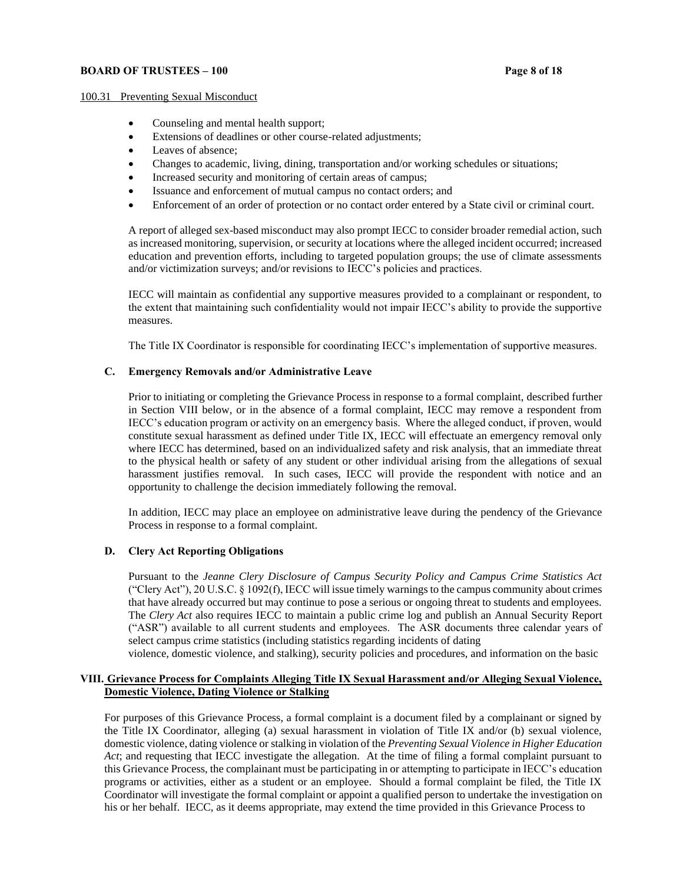100.31 Preventing Sexual Misconduct

- Counseling and mental health support;
- Extensions of deadlines or other course-related adjustments;
- Leaves of absence;
- Changes to academic, living, dining, transportation and/or working schedules or situations;
- Increased security and monitoring of certain areas of campus;
- Issuance and enforcement of mutual campus no contact orders; and
- Enforcement of an order of protection or no contact order entered by a State civil or criminal court.

A report of alleged sex-based misconduct may also prompt IECC to consider broader remedial action, such as increased monitoring, supervision, or security at locations where the alleged incident occurred; increased education and prevention efforts, including to targeted population groups; the use of climate assessments and/or victimization surveys; and/or revisions to IECC's policies and practices.

IECC will maintain as confidential any supportive measures provided to a complainant or respondent, to the extent that maintaining such confidentiality would not impair IECC's ability to provide the supportive measures.

The Title IX Coordinator is responsible for coordinating IECC's implementation of supportive measures.

### C. Emergency Removals and/or Administrative Leave

Prior to initiating or completing the Grievance Process in response to a formal complaint, described further in Section VIII below, or in the absence of a formal complaint, IECC may remove a respondent from IECC's education program or activity on an emergency basis. Where the alleged conduct, if proven, would constitute sexual harassment as defined under Title IX, IECC will effectuate an emergency removal only where IECC has determined, based on an individualized safety and risk analysis, that an immediate threat to the physical health or safety of any student or other individual arising from the allegations of sexual harassment justifies removal. In such cases, IECC will provide the respondent with notice and an opportunity to challenge the decision immediately following the removal.

In addition, IECC may place an employee on administrative leave during the pendency of the Grievance Process in response to a formal complaint.

### D. Clery Act Reporting Obligations

Pursuant to the *Jeanne Clery Disclosure of Campus Security Policy and Campus Crime Statistics Act* ("Clery Act"), 20 U.S.C. § 1092(f), IECC will issue timely warnings to the campus community about crimes that have already occurred but may continue to pose a serious or ongoing threat to students and employees. The *Clery Act* also requires IECC to maintain a public crime log and publish an Annual Security Report ("ASR") available to all current students and employees. The ASR documents three calendar years of select campus crime statistics (including statistics regarding incidents of dating violence, domestic violence, and stalking), security policies and procedures, and information on the basic

## VIII. Grievance Process for Complaints Alleging Title IX Sexual Harassment and/or Alleging Sexual Violence, Domestic Violence, Dating Violence or Stalking

For purposes of this Grievance Process, a formal complaint is a document filed by a complainant or signed by the Title IX Coordinator, alleging (a) sexual harassment in violation of Title IX and/or (b) sexual violence, domestic violence, dating violence or stalking in violation of the *Preventing Sexual Violence in Higher Education Act*; and requesting that IECC investigate the allegation. At the time of filing a formal complaint pursuant to this Grievance Process, the complainant must be participating in or attempting to participate in IECC's education programs or activities, either as a student or an employee. Should a formal complaint be filed, the Title IX Coordinator will investigate the formal complaint or appoint a qualified person to undertake the investigation on his or her behalf. IECC, as it deems appropriate, may extend the time provided in this Grievance Process to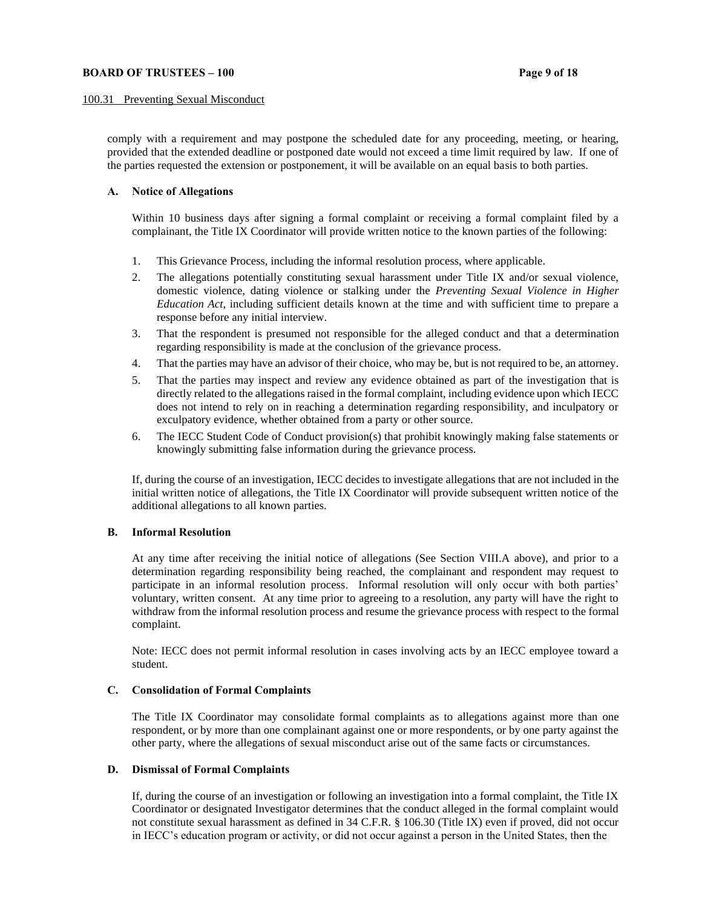comply with a requirement and may postpone the scheduled date for any proceeding, meeting, or hearing, provided that the extended deadline or postponed date would not exceed a time limit required by law. If one of the parties requested the extension or postponement, it will be available on an equal basis to both parties.

### A. Notice of Allegations

Within 10 business days after signing a formal complaint or receiving a formal complaint filed by a complainant, the Title IX Coordinator will provide written notice to the known parties of the following:

1. This Grievance Process, including the informal resolution process, where applicable.
2. The allegations potentially constituting sexual harassment under Title IX and/or sexual violence, domestic violence, dating violence or stalking under the *Preventing Sexual Violence in Higher Education Act*, including sufficient details known at the time and with sufficient time to prepare a response before any initial interview.
3. That the respondent is presumed not responsible for the alleged conduct and that a determination regarding responsibility is made at the conclusion of the grievance process.
4. That the parties may have an advisor of their choice, who may be, but is not required to be, an attorney.
5. That the parties may inspect and review any evidence obtained as part of the investigation that is directly related to the allegations raised in the formal complaint, including evidence upon which IECC does not intend to rely on in reaching a determination regarding responsibility, and inculpatory or exculpatory evidence, whether obtained from a party or other source.
6. The IECC Student Code of Conduct provision(s) that prohibit knowingly making false statements or knowingly submitting false information during the grievance process.

If, during the course of an investigation, IECC decides to investigate allegations that are not included in the initial written notice of allegations, the Title IX Coordinator will provide subsequent written notice of the additional allegations to all known parties.

### B. Informal Resolution

At any time after receiving the initial notice of allegations (See Section VIII.A above), and prior to a determination regarding responsibility being reached, the complainant and respondent may request to participate in an informal resolution process. Informal resolution will only occur with both parties' voluntary, written consent. At any time prior to agreeing to a resolution, any party will have the right to withdraw from the informal resolution process and resume the grievance process with respect to the formal complaint.

Note: IECC does not permit informal resolution in cases involving acts by an IECC employee toward a student.

### C. Consolidation of Formal Complaints

The Title IX Coordinator may consolidate formal complaints as to allegations against more than one respondent, or by more than one complainant against one or more respondents, or by one party against the other party, where the allegations of sexual misconduct arise out of the same facts or circumstances.

### D. Dismissal of Formal Complaints

If, during the course of an investigation or following an investigation into a formal complaint, the Title IX Coordinator or designated Investigator determines that the conduct alleged in the formal complaint would not constitute sexual harassment as defined in 34 C.F.R. § 106.30 (Title IX) even if proved, did not occur in IECC's education program or activity, or did not occur against a person in the United States, then the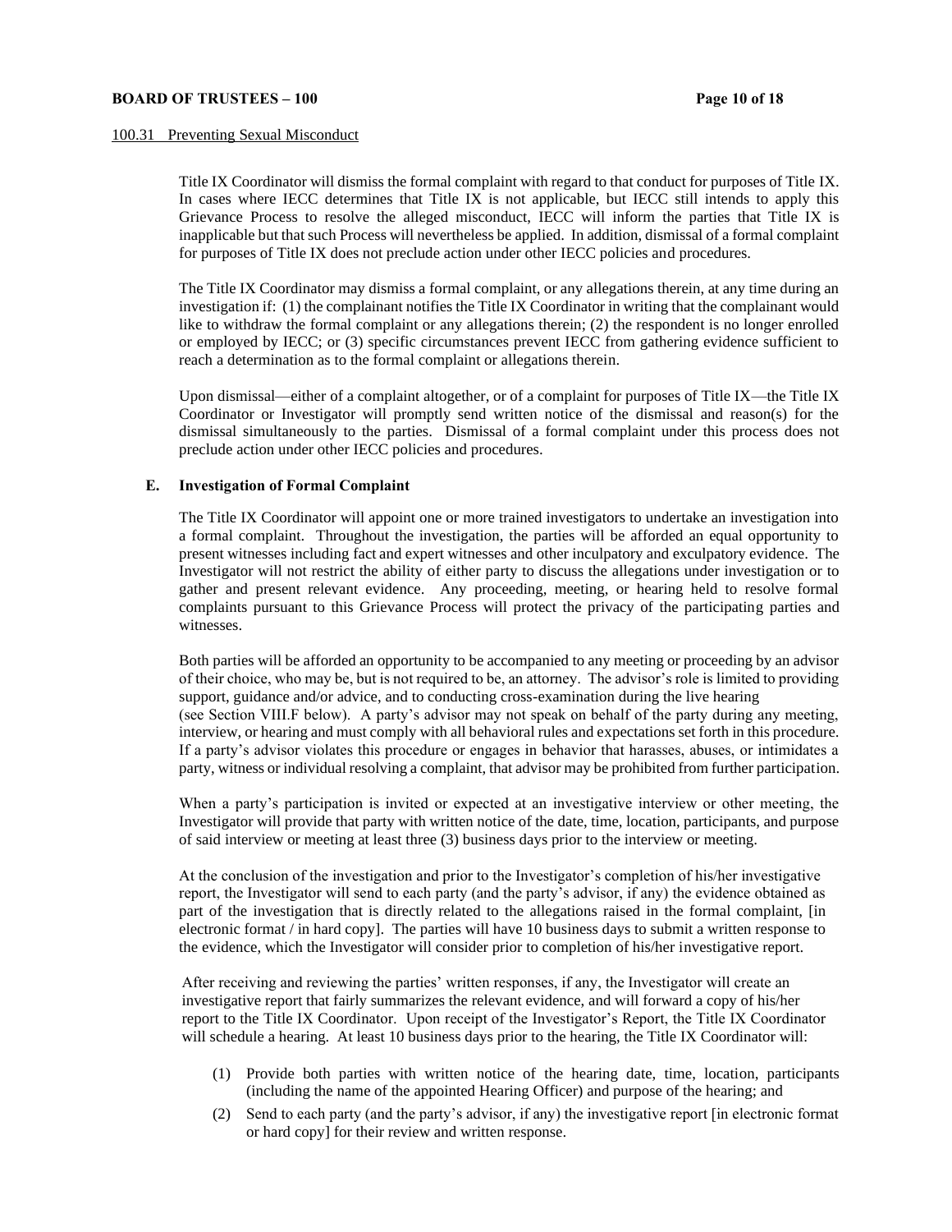Title IX Coordinator will dismiss the formal complaint with regard to that conduct for purposes of Title IX. In cases where IECC determines that Title IX is not applicable, but IECC still intends to apply this Grievance Process to resolve the alleged misconduct, IECC will inform the parties that Title IX is inapplicable but that such Process will nevertheless be applied. In addition, dismissal of a formal complaint for purposes of Title IX does not preclude action under other IECC policies and procedures.

The Title IX Coordinator may dismiss a formal complaint, or any allegations therein, at any time during an investigation if: (1) the complainant notifies the Title IX Coordinator in writing that the complainant would like to withdraw the formal complaint or any allegations therein; (2) the respondent is no longer enrolled or employed by IECC; or (3) specific circumstances prevent IECC from gathering evidence sufficient to reach a determination as to the formal complaint or allegations therein.

Upon dismissal—either of a complaint altogether, or of a complaint for purposes of Title IX—the Title IX Coordinator or Investigator will promptly send written notice of the dismissal and reason(s) for the dismissal simultaneously to the parties. Dismissal of a formal complaint under this process does not preclude action under other IECC policies and procedures.

**E. Investigation of Formal Complaint**

The Title IX Coordinator will appoint one or more trained investigators to undertake an investigation into a formal complaint. Throughout the investigation, the parties will be afforded an equal opportunity to present witnesses including fact and expert witnesses and other inculpatory and exculpatory evidence. The Investigator will not restrict the ability of either party to discuss the allegations under investigation or to gather and present relevant evidence. Any proceeding, meeting, or hearing held to resolve formal complaints pursuant to this Grievance Process will protect the privacy of the participating parties and witnesses.

Both parties will be afforded an opportunity to be accompanied to any meeting or proceeding by an advisor of their choice, who may be, but is not required to be, an attorney. The advisor's role is limited to providing support, guidance and/or advice, and to conducting cross-examination during the live hearing (see Section VIII.F below). A party's advisor may not speak on behalf of the party during any meeting, interview, or hearing and must comply with all behavioral rules and expectations set forth in this procedure. If a party's advisor violates this procedure or engages in behavior that harasses, abuses, or intimidates a party, witness or individual resolving a complaint, that advisor may be prohibited from further participation.

When a party's participation is invited or expected at an investigative interview or other meeting, the Investigator will provide that party with written notice of the date, time, location, participants, and purpose of said interview or meeting at least three (3) business days prior to the interview or meeting.

At the conclusion of the investigation and prior to the Investigator's completion of his/her investigative report, the Investigator will send to each party (and the party's advisor, if any) the evidence obtained as part of the investigation that is directly related to the allegations raised in the formal complaint, [in electronic format / in hard copy]. The parties will have 10 business days to submit a written response to the evidence, which the Investigator will consider prior to completion of his/her investigative report.

After receiving and reviewing the parties' written responses, if any, the Investigator will create an investigative report that fairly summarizes the relevant evidence, and will forward a copy of his/her report to the Title IX Coordinator. Upon receipt of the Investigator's Report, the Title IX Coordinator will schedule a hearing. At least 10 business days prior to the hearing, the Title IX Coordinator will:

(1) Provide both parties with written notice of the hearing date, time, location, participants (including the name of the appointed Hearing Officer) and purpose of the hearing; and

(2) Send to each party (and the party's advisor, if any) the investigative report [in electronic format or hard copy] for their review and written response.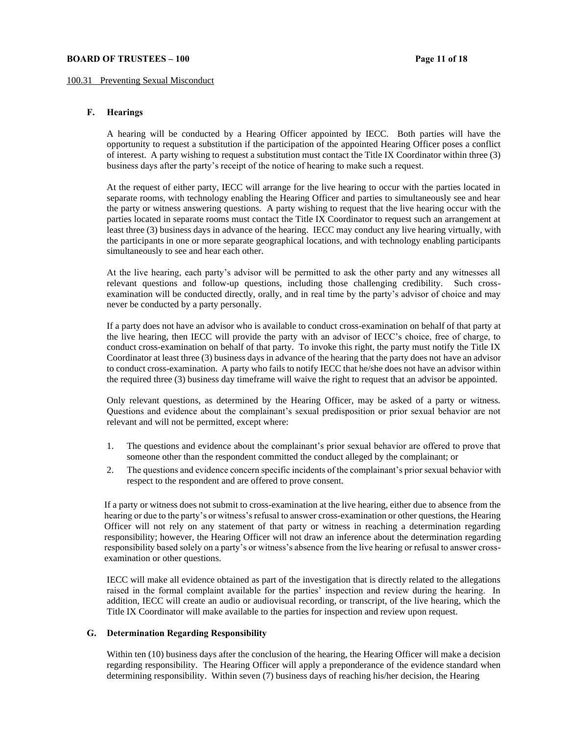100.31 Preventing Sexual Misconduct

**F. Hearings**

A hearing will be conducted by a Hearing Officer appointed by IECC. Both parties will have the opportunity to request a substitution if the participation of the appointed Hearing Officer poses a conflict of interest. A party wishing to request a substitution must contact the Title IX Coordinator within three (3) business days after the party's receipt of the notice of hearing to make such a request.

At the request of either party, IECC will arrange for the live hearing to occur with the parties located in separate rooms, with technology enabling the Hearing Officer and parties to simultaneously see and hear the party or witness answering questions. A party wishing to request that the live hearing occur with the parties located in separate rooms must contact the Title IX Coordinator to request such an arrangement at least three (3) business days in advance of the hearing. IECC may conduct any live hearing virtually, with the participants in one or more separate geographical locations, and with technology enabling participants simultaneously to see and hear each other.

At the live hearing, each party's advisor will be permitted to ask the other party and any witnesses all relevant questions and follow-up questions, including those challenging credibility. Such cross-examination will be conducted directly, orally, and in real time by the party's advisor of choice and may never be conducted by a party personally.

If a party does not have an advisor who is available to conduct cross-examination on behalf of that party at the live hearing, then IECC will provide the party with an advisor of IECC's choice, free of charge, to conduct cross-examination on behalf of that party. To invoke this right, the party must notify the Title IX Coordinator at least three (3) business days in advance of the hearing that the party does not have an advisor to conduct cross-examination. A party who fails to notify IECC that he/she does not have an advisor within the required three (3) business day timeframe will waive the right to request that an advisor be appointed.

Only relevant questions, as determined by the Hearing Officer, may be asked of a party or witness. Questions and evidence about the complainant's sexual predisposition or prior sexual behavior are not relevant and will not be permitted, except where:

1. The questions and evidence about the complainant's prior sexual behavior are offered to prove that someone other than the respondent committed the conduct alleged by the complainant; or
2. The questions and evidence concern specific incidents of the complainant's prior sexual behavior with respect to the respondent and are offered to prove consent.

If a party or witness does not submit to cross-examination at the live hearing, either due to absence from the hearing or due to the party's or witness's refusal to answer cross-examination or other questions, the Hearing Officer will not rely on any statement of that party or witness in reaching a determination regarding responsibility; however, the Hearing Officer will not draw an inference about the determination regarding responsibility based solely on a party's or witness's absence from the live hearing or refusal to answer cross-examination or other questions.

IECC will make all evidence obtained as part of the investigation that is directly related to the allegations raised in the formal complaint available for the parties' inspection and review during the hearing. In addition, IECC will create an audio or audiovisual recording, or transcript, of the live hearing, which the Title IX Coordinator will make available to the parties for inspection and review upon request.

**G. Determination Regarding Responsibility**

Within ten (10) business days after the conclusion of the hearing, the Hearing Officer will make a decision regarding responsibility. The Hearing Officer will apply a preponderance of the evidence standard when determining responsibility. Within seven (7) business days of reaching his/her decision, the Hearing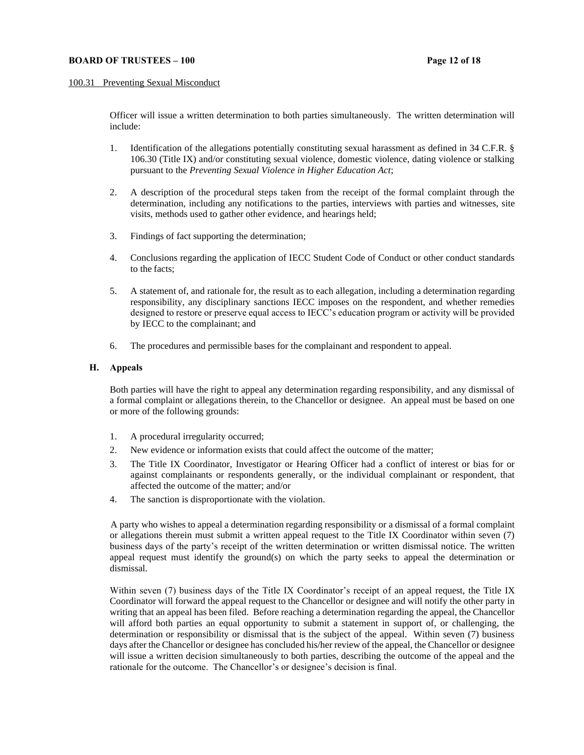Officer will issue a written determination to both parties simultaneously. The written determination will include:

1. Identification of the allegations potentially constituting sexual harassment as defined in 34 C.F.R. § 106.30 (Title IX) and/or constituting sexual violence, domestic violence, dating violence or stalking pursuant to the *Preventing Sexual Violence in Higher Education Act*;

2. A description of the procedural steps taken from the receipt of the formal complaint through the determination, including any notifications to the parties, interviews with parties and witnesses, site visits, methods used to gather other evidence, and hearings held;

3. Findings of fact supporting the determination;

4. Conclusions regarding the application of IECC Student Code of Conduct or other conduct standards to the facts;

5. A statement of, and rationale for, the result as to each allegation, including a determination regarding responsibility, any disciplinary sanctions IECC imposes on the respondent, and whether remedies designed to restore or preserve equal access to IECC's education program or activity will be provided by IECC to the complainant; and

6. The procedures and permissible bases for the complainant and respondent to appeal.

**H. Appeals**

Both parties will have the right to appeal any determination regarding responsibility, and any dismissal of a formal complaint or allegations therein, to the Chancellor or designee. An appeal must be based on one or more of the following grounds:

1. A procedural irregularity occurred;
2. New evidence or information exists that could affect the outcome of the matter;
3. The Title IX Coordinator, Investigator or Hearing Officer had a conflict of interest or bias for or against complainants or respondents generally, or the individual complainant or respondent, that affected the outcome of the matter; and/or
4. The sanction is disproportionate with the violation.

A party who wishes to appeal a determination regarding responsibility or a dismissal of a formal complaint or allegations therein must submit a written appeal request to the Title IX Coordinator within seven (7) business days of the party's receipt of the written determination or written dismissal notice. The written appeal request must identify the ground(s) on which the party seeks to appeal the determination or dismissal.

Within seven (7) business days of the Title IX Coordinator's receipt of an appeal request, the Title IX Coordinator will forward the appeal request to the Chancellor or designee and will notify the other party in writing that an appeal has been filed. Before reaching a determination regarding the appeal, the Chancellor will afford both parties an equal opportunity to submit a statement in support of, or challenging, the determination or responsibility or dismissal that is the subject of the appeal. Within seven (7) business days after the Chancellor or designee has concluded his/her review of the appeal, the Chancellor or designee will issue a written decision simultaneously to both parties, describing the outcome of the appeal and the rationale for the outcome. The Chancellor's or designee's decision is final.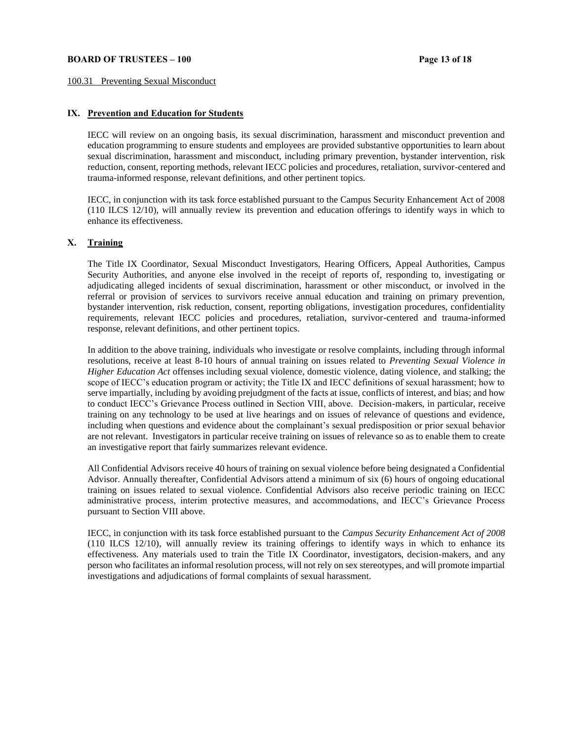100.31 Preventing Sexual Misconduct

## IX. Prevention and Education for Students

IECC will review on an ongoing basis, its sexual discrimination, harassment and misconduct prevention and education programming to ensure students and employees are provided substantive opportunities to learn about sexual discrimination, harassment and misconduct, including primary prevention, bystander intervention, risk reduction, consent, reporting methods, relevant IECC policies and procedures, retaliation, survivor-centered and trauma-informed response, relevant definitions, and other pertinent topics.

IECC, in conjunction with its task force established pursuant to the Campus Security Enhancement Act of 2008 (110 ILCS 12/10), will annually review its prevention and education offerings to identify ways in which to enhance its effectiveness.

## X. Training

The Title IX Coordinator, Sexual Misconduct Investigators, Hearing Officers, Appeal Authorities, Campus Security Authorities, and anyone else involved in the receipt of reports of, responding to, investigating or adjudicating alleged incidents of sexual discrimination, harassment or other misconduct, or involved in the referral or provision of services to survivors receive annual education and training on primary prevention, bystander intervention, risk reduction, consent, reporting obligations, investigation procedures, confidentiality requirements, relevant IECC policies and procedures, retaliation, survivor-centered and trauma-informed response, relevant definitions, and other pertinent topics.

In addition to the above training, individuals who investigate or resolve complaints, including through informal resolutions, receive at least 8-10 hours of annual training on issues related to *Preventing Sexual Violence in Higher Education Act* offenses including sexual violence, domestic violence, dating violence, and stalking; the scope of IECC's education program or activity; the Title IX and IECC definitions of sexual harassment; how to serve impartially, including by avoiding prejudgment of the facts at issue, conflicts of interest, and bias; and how to conduct IECC's Grievance Process outlined in Section VIII, above. Decision-makers, in particular, receive training on any technology to be used at live hearings and on issues of relevance of questions and evidence, including when questions and evidence about the complainant's sexual predisposition or prior sexual behavior are not relevant. Investigators in particular receive training on issues of relevance so as to enable them to create an investigative report that fairly summarizes relevant evidence.

All Confidential Advisors receive 40 hours of training on sexual violence before being designated a Confidential Advisor. Annually thereafter, Confidential Advisors attend a minimum of six (6) hours of ongoing educational training on issues related to sexual violence. Confidential Advisors also receive periodic training on IECC administrative process, interim protective measures, and accommodations, and IECC's Grievance Process pursuant to Section VIII above.

IECC, in conjunction with its task force established pursuant to the *Campus Security Enhancement Act of 2008* (110 ILCS 12/10), will annually review its training offerings to identify ways in which to enhance its effectiveness. Any materials used to train the Title IX Coordinator, investigators, decision-makers, and any person who facilitates an informal resolution process, will not rely on sex stereotypes, and will promote impartial investigations and adjudications of formal complaints of sexual harassment.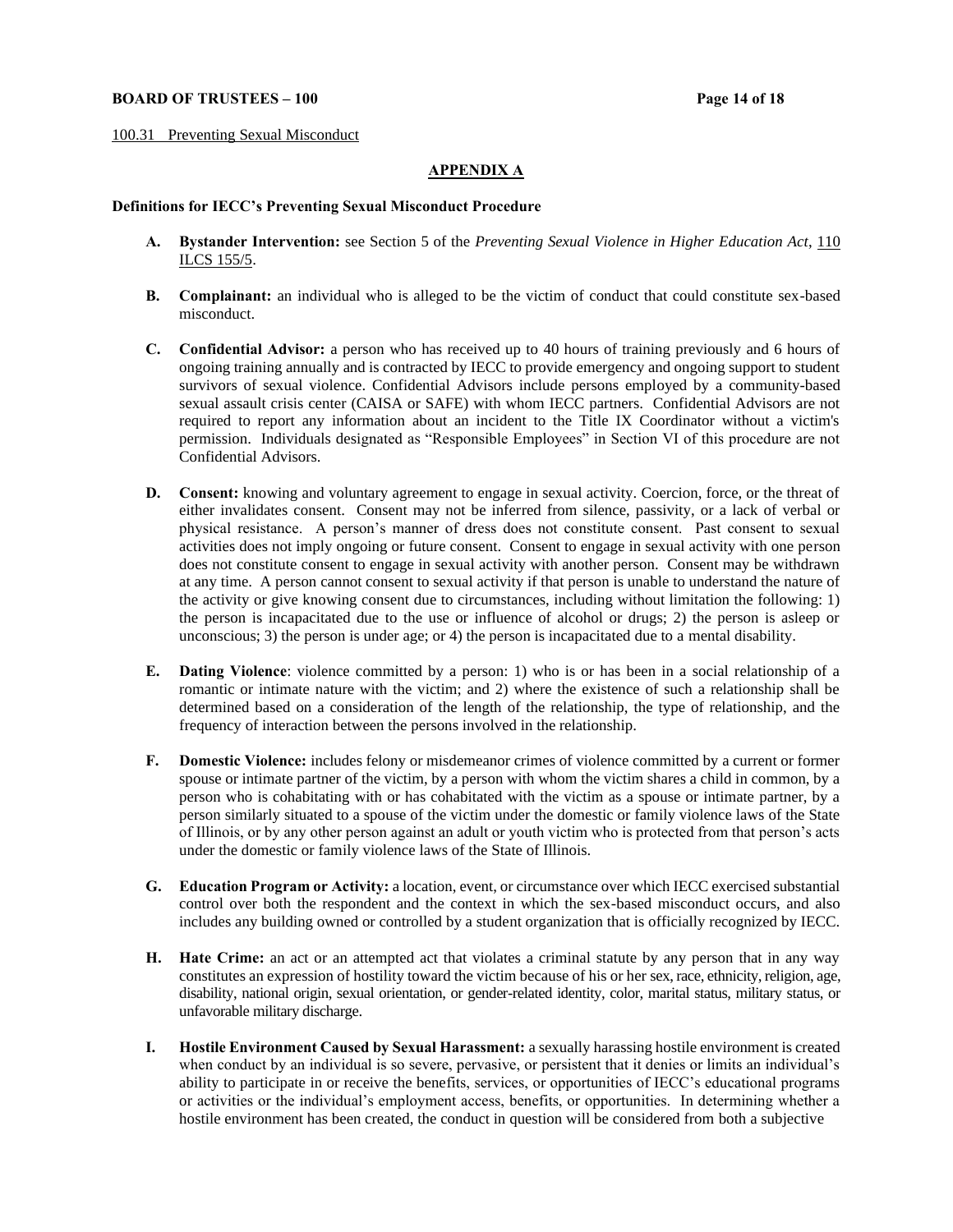100.31 Preventing Sexual Misconduct

## APPENDIX A

**Definitions for IECC's Preventing Sexual Misconduct Procedure**

**A. Bystander Intervention:** see Section 5 of the *Preventing Sexual Violence in Higher Education Act*, 110 ILCS 155/5.

**B. Complainant:** an individual who is alleged to be the victim of conduct that could constitute sex-based misconduct.

**C. Confidential Advisor:** a person who has received up to 40 hours of training previously and 6 hours of ongoing training annually and is contracted by IECC to provide emergency and ongoing support to student survivors of sexual violence. Confidential Advisors include persons employed by a community-based sexual assault crisis center (CAISA or SAFE) with whom IECC partners. Confidential Advisors are not required to report any information about an incident to the Title IX Coordinator without a victim's permission. Individuals designated as "Responsible Employees" in Section VI of this procedure are not Confidential Advisors.

**D. Consent:** knowing and voluntary agreement to engage in sexual activity. Coercion, force, or the threat of either invalidates consent. Consent may not be inferred from silence, passivity, or a lack of verbal or physical resistance. A person's manner of dress does not constitute consent. Past consent to sexual activities does not imply ongoing or future consent. Consent to engage in sexual activity with one person does not constitute consent to engage in sexual activity with another person. Consent may be withdrawn at any time. A person cannot consent to sexual activity if that person is unable to understand the nature of the activity or give knowing consent due to circumstances, including without limitation the following: 1) the person is incapacitated due to the use or influence of alcohol or drugs; 2) the person is asleep or unconscious; 3) the person is under age; or 4) the person is incapacitated due to a mental disability.

**E. Dating Violence**: violence committed by a person: 1) who is or has been in a social relationship of a romantic or intimate nature with the victim; and 2) where the existence of such a relationship shall be determined based on a consideration of the length of the relationship, the type of relationship, and the frequency of interaction between the persons involved in the relationship.

**F. Domestic Violence:** includes felony or misdemeanor crimes of violence committed by a current or former spouse or intimate partner of the victim, by a person with whom the victim shares a child in common, by a person who is cohabitating with or has cohabitated with the victim as a spouse or intimate partner, by a person similarly situated to a spouse of the victim under the domestic or family violence laws of the State of Illinois, or by any other person against an adult or youth victim who is protected from that person's acts under the domestic or family violence laws of the State of Illinois.

**G. Education Program or Activity:** a location, event, or circumstance over which IECC exercised substantial control over both the respondent and the context in which the sex-based misconduct occurs, and also includes any building owned or controlled by a student organization that is officially recognized by IECC.

**H. Hate Crime:** an act or an attempted act that violates a criminal statute by any person that in any way constitutes an expression of hostility toward the victim because of his or her sex, race, ethnicity, religion, age, disability, national origin, sexual orientation, or gender-related identity, color, marital status, military status, or unfavorable military discharge.

**I. Hostile Environment Caused by Sexual Harassment:** a sexually harassing hostile environment is created when conduct by an individual is so severe, pervasive, or persistent that it denies or limits an individual's ability to participate in or receive the benefits, services, or opportunities of IECC's educational programs or activities or the individual's employment access, benefits, or opportunities. In determining whether a hostile environment has been created, the conduct in question will be considered from both a subjective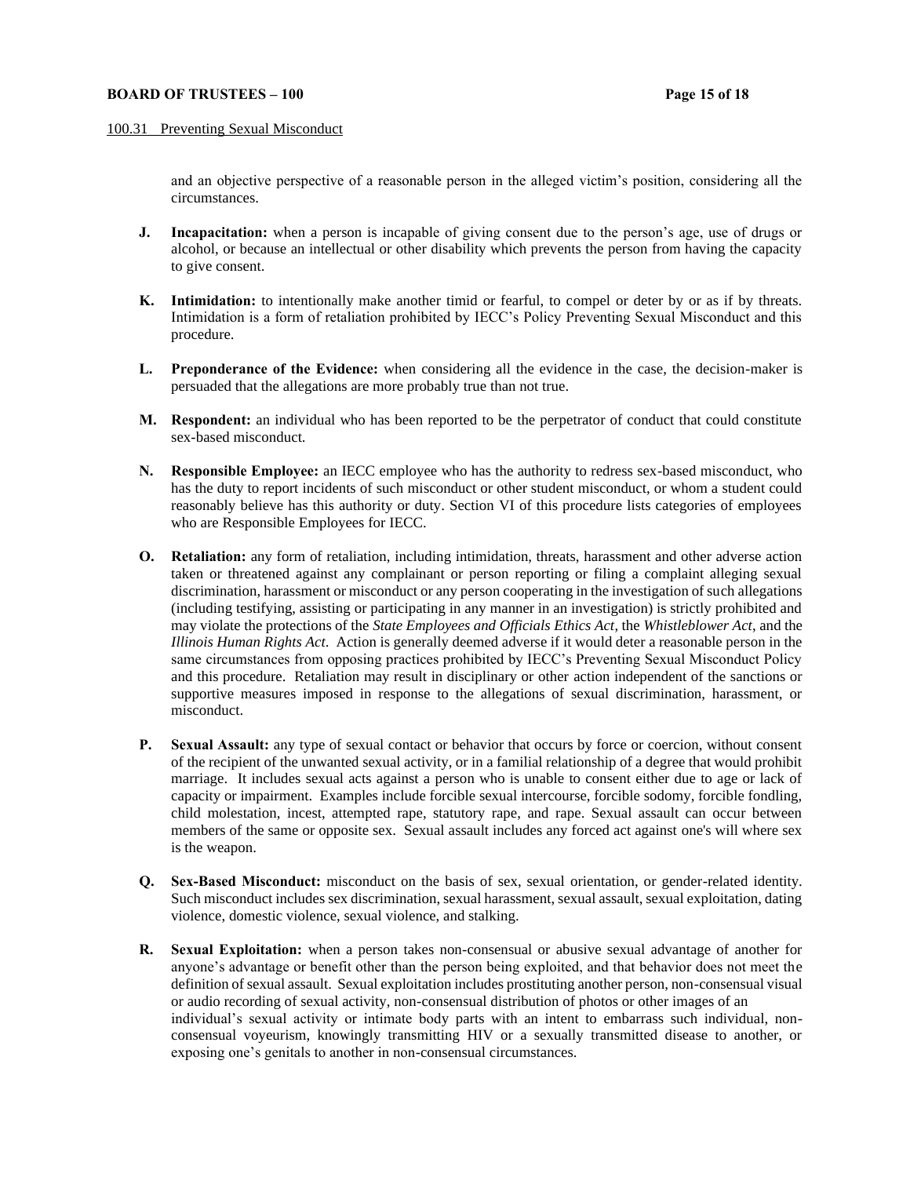and an objective perspective of a reasonable person in the alleged victim's position, considering all the circumstances.

**J. Incapacitation:** when a person is incapable of giving consent due to the person's age, use of drugs or alcohol, or because an intellectual or other disability which prevents the person from having the capacity to give consent.

**K. Intimidation:** to intentionally make another timid or fearful, to compel or deter by or as if by threats. Intimidation is a form of retaliation prohibited by IECC's Policy Preventing Sexual Misconduct and this procedure.

**L. Preponderance of the Evidence:** when considering all the evidence in the case, the decision-maker is persuaded that the allegations are more probably true than not true.

**M. Respondent:** an individual who has been reported to be the perpetrator of conduct that could constitute sex-based misconduct.

**N. Responsible Employee:** an IECC employee who has the authority to redress sex-based misconduct, who has the duty to report incidents of such misconduct or other student misconduct, or whom a student could reasonably believe has this authority or duty. Section VI of this procedure lists categories of employees who are Responsible Employees for IECC.

**O. Retaliation:** any form of retaliation, including intimidation, threats, harassment and other adverse action taken or threatened against any complainant or person reporting or filing a complaint alleging sexual discrimination, harassment or misconduct or any person cooperating in the investigation of such allegations (including testifying, assisting or participating in any manner in an investigation) is strictly prohibited and may violate the protections of the *State Employees and Officials Ethics Act*, the *Whistleblower Act*, and the *Illinois Human Rights Act*. Action is generally deemed adverse if it would deter a reasonable person in the same circumstances from opposing practices prohibited by IECC's Preventing Sexual Misconduct Policy and this procedure. Retaliation may result in disciplinary or other action independent of the sanctions or supportive measures imposed in response to the allegations of sexual discrimination, harassment, or misconduct.

**P. Sexual Assault:** any type of sexual contact or behavior that occurs by force or coercion, without consent of the recipient of the unwanted sexual activity, or in a familial relationship of a degree that would prohibit marriage. It includes sexual acts against a person who is unable to consent either due to age or lack of capacity or impairment. Examples include forcible sexual intercourse, forcible sodomy, forcible fondling, child molestation, incest, attempted rape, statutory rape, and rape. Sexual assault can occur between members of the same or opposite sex. Sexual assault includes any forced act against one's will where sex is the weapon.

**Q. Sex-Based Misconduct:** misconduct on the basis of sex, sexual orientation, or gender-related identity. Such misconduct includes sex discrimination, sexual harassment, sexual assault, sexual exploitation, dating violence, domestic violence, sexual violence, and stalking.

**R. Sexual Exploitation:** when a person takes non-consensual or abusive sexual advantage of another for anyone's advantage or benefit other than the person being exploited, and that behavior does not meet the definition of sexual assault. Sexual exploitation includes prostituting another person, non-consensual visual or audio recording of sexual activity, non-consensual distribution of photos or other images of an individual's sexual activity or intimate body parts with an intent to embarrass such individual, non-consensual voyeurism, knowingly transmitting HIV or a sexually transmitted disease to another, or exposing one's genitals to another in non-consensual circumstances.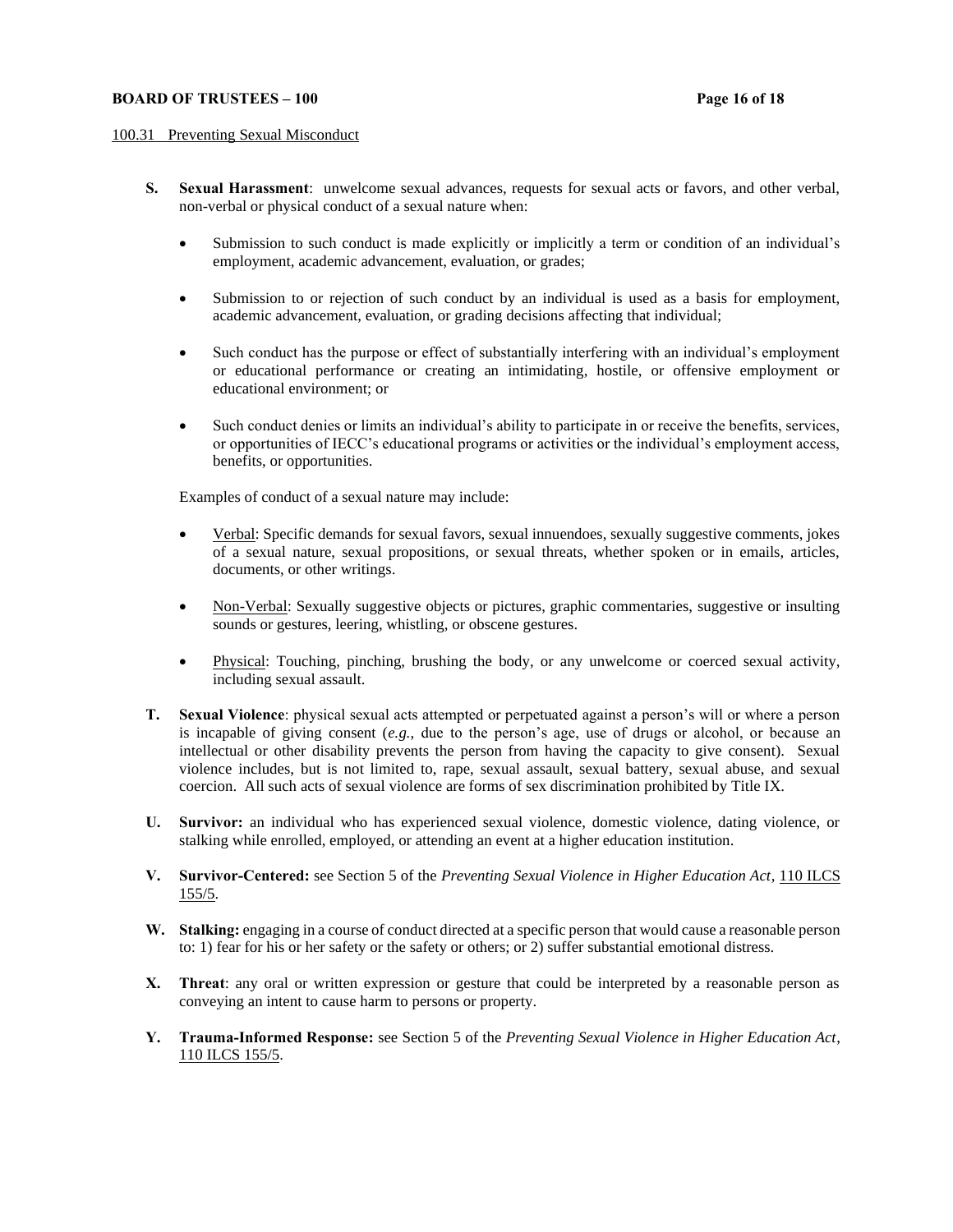100.31 Preventing Sexual Misconduct

**S. Sexual Harassment**: unwelcome sexual advances, requests for sexual acts or favors, and other verbal, non-verbal or physical conduct of a sexual nature when:

- Submission to such conduct is made explicitly or implicitly a term or condition of an individual's employment, academic advancement, evaluation, or grades;
- Submission to or rejection of such conduct by an individual is used as a basis for employment, academic advancement, evaluation, or grading decisions affecting that individual;
- Such conduct has the purpose or effect of substantially interfering with an individual's employment or educational performance or creating an intimidating, hostile, or offensive employment or educational environment; or
- Such conduct denies or limits an individual's ability to participate in or receive the benefits, services, or opportunities of IECC's educational programs or activities or the individual's employment access, benefits, or opportunities.

Examples of conduct of a sexual nature may include:

- Verbal: Specific demands for sexual favors, sexual innuendoes, sexually suggestive comments, jokes of a sexual nature, sexual propositions, or sexual threats, whether spoken or in emails, articles, documents, or other writings.
- Non-Verbal: Sexually suggestive objects or pictures, graphic commentaries, suggestive or insulting sounds or gestures, leering, whistling, or obscene gestures.
- Physical: Touching, pinching, brushing the body, or any unwelcome or coerced sexual activity, including sexual assault.

**T. Sexual Violence**: physical sexual acts attempted or perpetuated against a person's will or where a person is incapable of giving consent (*e.g.*, due to the person's age, use of drugs or alcohol, or because an intellectual or other disability prevents the person from having the capacity to give consent). Sexual violence includes, but is not limited to, rape, sexual assault, sexual battery, sexual abuse, and sexual coercion. All such acts of sexual violence are forms of sex discrimination prohibited by Title IX.

**U. Survivor:** an individual who has experienced sexual violence, domestic violence, dating violence, or stalking while enrolled, employed, or attending an event at a higher education institution.

**V. Survivor-Centered:** see Section 5 of the *Preventing Sexual Violence in Higher Education Act*, 110 ILCS 155/5.

**W. Stalking:** engaging in a course of conduct directed at a specific person that would cause a reasonable person to: 1) fear for his or her safety or the safety or others; or 2) suffer substantial emotional distress.

**X. Threat**: any oral or written expression or gesture that could be interpreted by a reasonable person as conveying an intent to cause harm to persons or property.

**Y. Trauma-Informed Response:** see Section 5 of the *Preventing Sexual Violence in Higher Education Act*, 110 ILCS 155/5.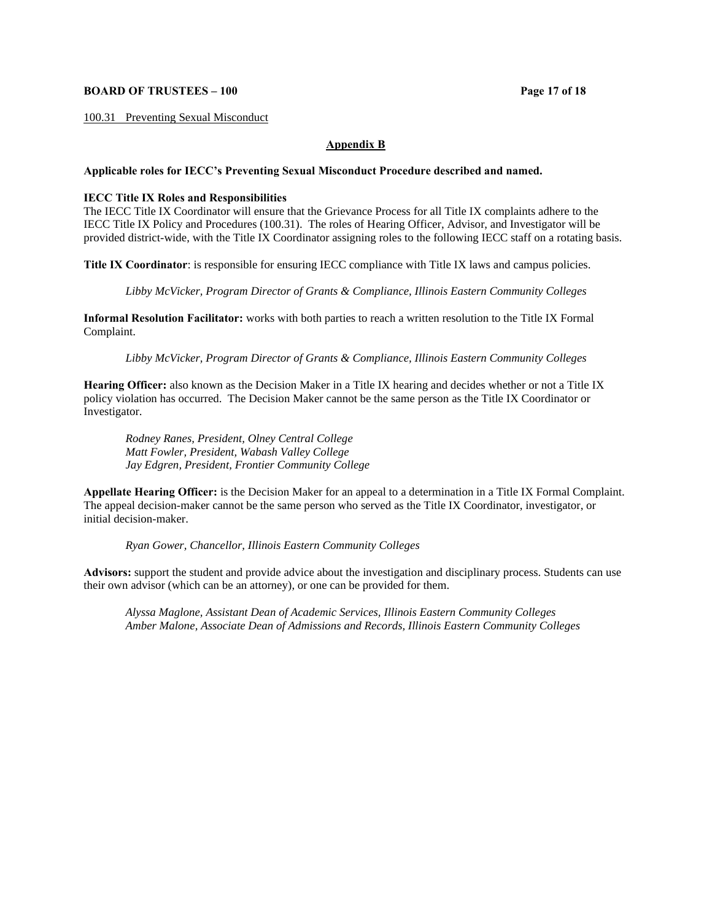100.31 Preventing Sexual Misconduct

## Appendix B

**Applicable roles for IECC's Preventing Sexual Misconduct Procedure described and named.**

**IECC Title IX Roles and Responsibilities**

The IECC Title IX Coordinator will ensure that the Grievance Process for all Title IX complaints adhere to the IECC Title IX Policy and Procedures (100.31). The roles of Hearing Officer, Advisor, and Investigator will be provided district-wide, with the Title IX Coordinator assigning roles to the following IECC staff on a rotating basis.

**Title IX Coordinator**: is responsible for ensuring IECC compliance with Title IX laws and campus policies.

*Libby McVicker, Program Director of Grants & Compliance, Illinois Eastern Community Colleges*

**Informal Resolution Facilitator:** works with both parties to reach a written resolution to the Title IX Formal Complaint.

*Libby McVicker, Program Director of Grants & Compliance, Illinois Eastern Community Colleges*

**Hearing Officer:** also known as the Decision Maker in a Title IX hearing and decides whether or not a Title IX policy violation has occurred. The Decision Maker cannot be the same person as the Title IX Coordinator or Investigator.

*Rodney Ranes, President, Olney Central College*
*Matt Fowler, President, Wabash Valley College*
*Jay Edgren, President, Frontier Community College*

**Appellate Hearing Officer:** is the Decision Maker for an appeal to a determination in a Title IX Formal Complaint. The appeal decision-maker cannot be the same person who served as the Title IX Coordinator, investigator, or initial decision-maker.

*Ryan Gower, Chancellor, Illinois Eastern Community Colleges*

**Advisors:** support the student and provide advice about the investigation and disciplinary process. Students can use their own advisor (which can be an attorney), or one can be provided for them.

*Alyssa Maglone, Assistant Dean of Academic Services, Illinois Eastern Community Colleges*
*Amber Malone, Associate Dean of Admissions and Records, Illinois Eastern Community Colleges*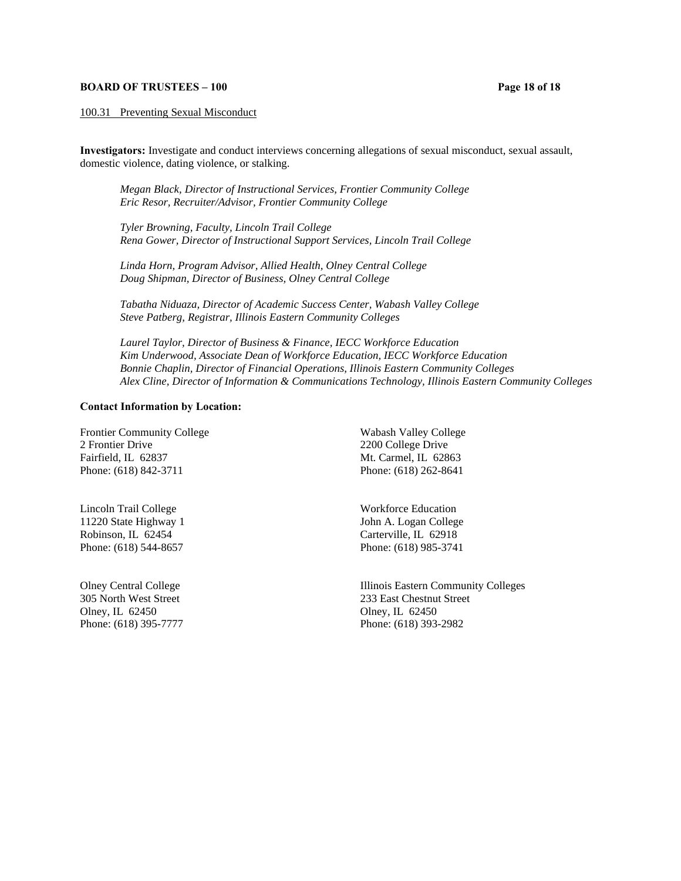100.31 Preventing Sexual Misconduct

**Investigators:** Investigate and conduct interviews concerning allegations of sexual misconduct, sexual assault, domestic violence, dating violence, or stalking.

*Megan Black, Director of Instructional Services, Frontier Community College*
*Eric Resor, Recruiter/Advisor, Frontier Community College*

*Tyler Browning, Faculty, Lincoln Trail College*
*Rena Gower, Director of Instructional Support Services, Lincoln Trail College*

*Linda Horn, Program Advisor, Allied Health, Olney Central College*
*Doug Shipman, Director of Business, Olney Central College*

*Tabatha Niduaza, Director of Academic Success Center, Wabash Valley College*
*Steve Patberg, Registrar, Illinois Eastern Community Colleges*

*Laurel Taylor, Director of Business & Finance, IECC Workforce Education*
*Kim Underwood, Associate Dean of Workforce Education, IECC Workforce Education*
*Bonnie Chaplin, Director of Financial Operations, Illinois Eastern Community Colleges*
*Alex Cline, Director of Information & Communications Technology, Illinois Eastern Community Colleges*

**Contact Information by Location:**

Frontier Community College
2 Frontier Drive
Fairfield, IL 62837
Phone: (618) 842-3711

Lincoln Trail College
11220 State Highway 1
Robinson, IL 62454
Phone: (618) 544-8657

Olney Central College
305 North West Street
Olney, IL 62450
Phone: (618) 395-7777

Wabash Valley College
2200 College Drive
Mt. Carmel, IL 62863
Phone: (618) 262-8641

Workforce Education
John A. Logan College
Carterville, IL 62918
Phone: (618) 985-3741

Illinois Eastern Community Colleges
233 East Chestnut Street
Olney, IL 62450
Phone: (618) 393-2982